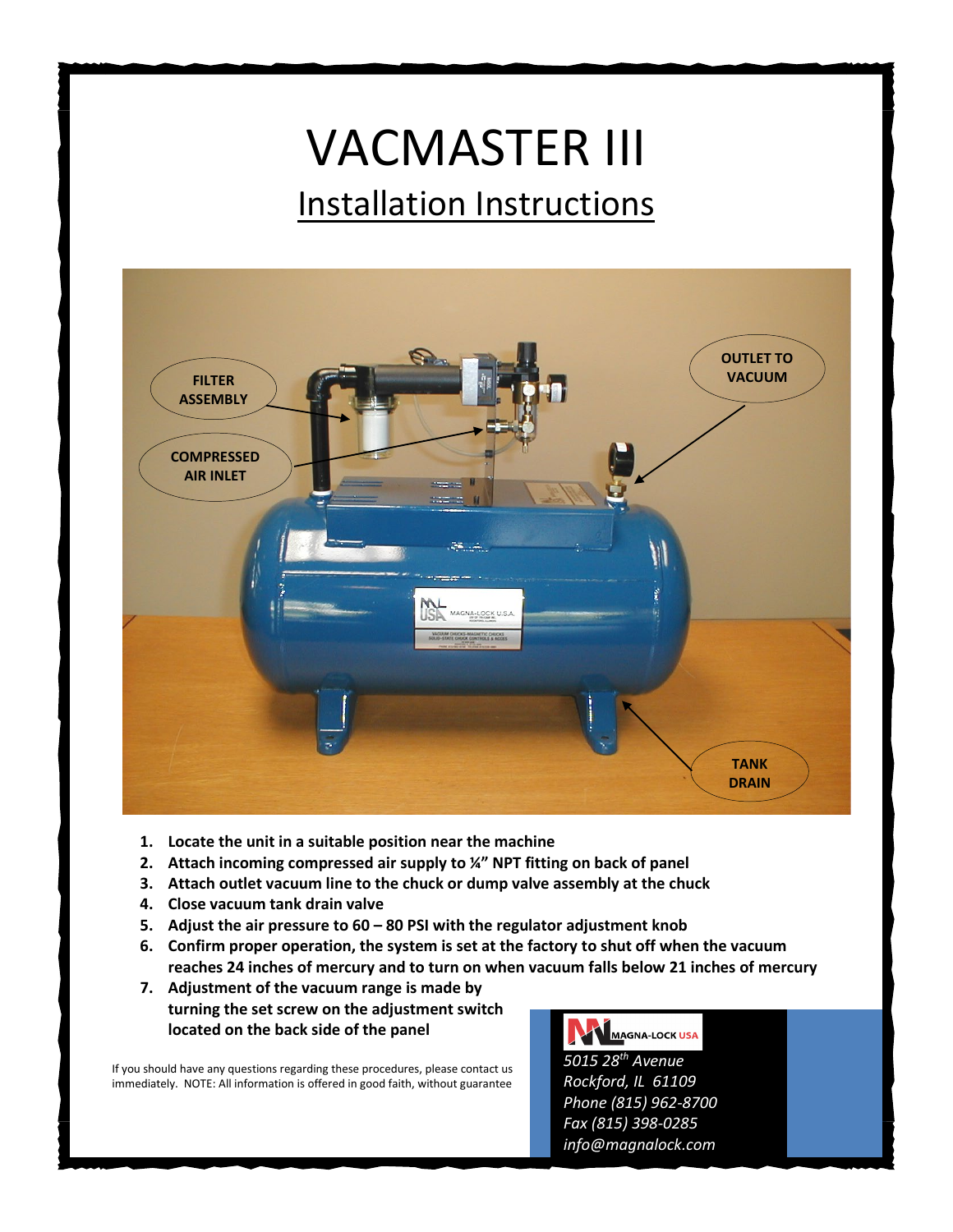# VACMASTER III

## Installation Instructions

FILTER ASSEMBLY

COMPRESSED AIR INLET

OUTLET TO VACUUM

TANK DRAIN

1. **Locate the unit in a suitable position near the machine**
2. **Attach incoming compressed air supply to ¼" NPT fitting on back of panel**
3. **Attach outlet vacuum line to the chuck or dump valve assembly at the chuck**
4. **Close vacuum tank drain valve**
5. **Adjust the air pressure to 60 – 80 PSI with the regulator adjustment knob**
6. **Confirm proper operation, the system is set at the factory to shut off when the vacuum reaches 24 inches of mercury and to turn on when vacuum falls below 21 inches of mercury**
7. **Adjustment of the vacuum range is made by turning the set screw on the adjustment switch located on the back side of the panel**

If you should have any questions regarding these procedures, please contact us immediately. NOTE: All information is offered in good faith, without guarantee

MAGNA-LOCK USA

*5015 28th Avenue*
*Rockford, IL 61109*
*Phone (815) 962-8700*
*Fax (815) 398-0285*
*info@magnalock.com*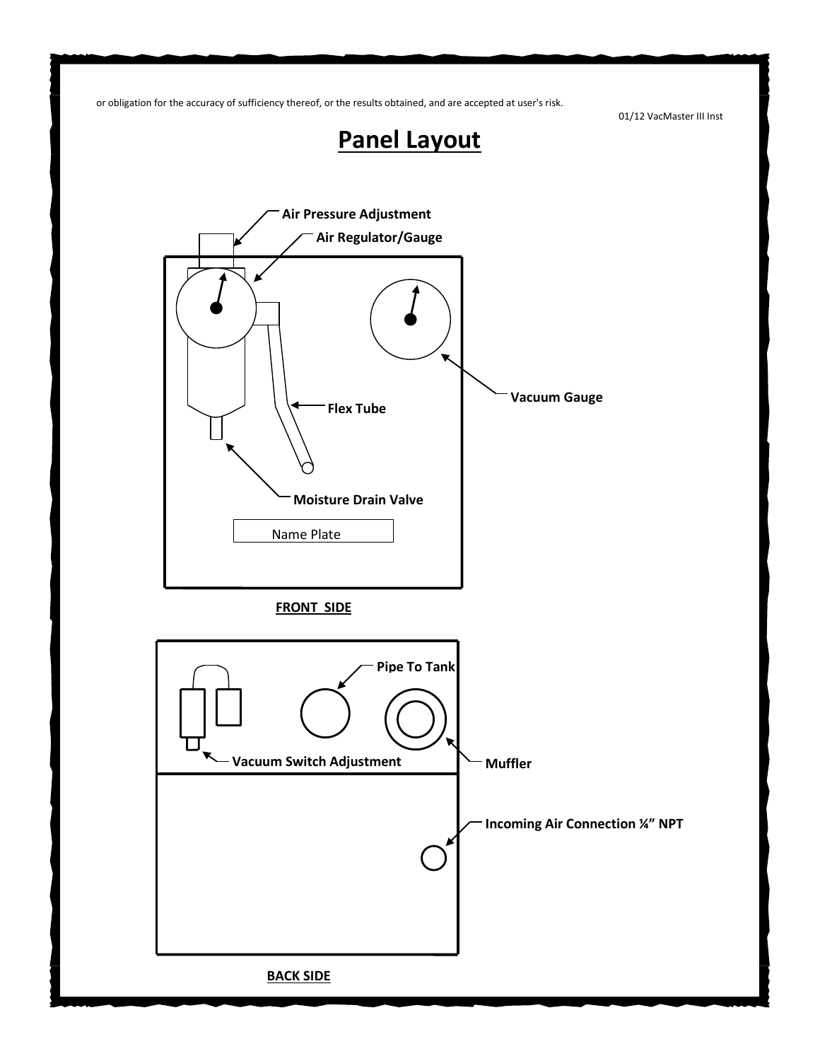or obligation for the accuracy of sufficiency thereof, or the results obtained, and are accepted at user's risk.

01/12 VacMaster III Inst

# Panel Layout

Air Pressure Adjustment

Air Regulator/Gauge

Vacuum Gauge

Flex Tube

Moisture Drain Valve

Name Plate

**FRONT SIDE**

Pipe To Tank

Vacuum Switch Adjustment

Muffler

Incoming Air Connection ¼" NPT

**BACK SIDE**